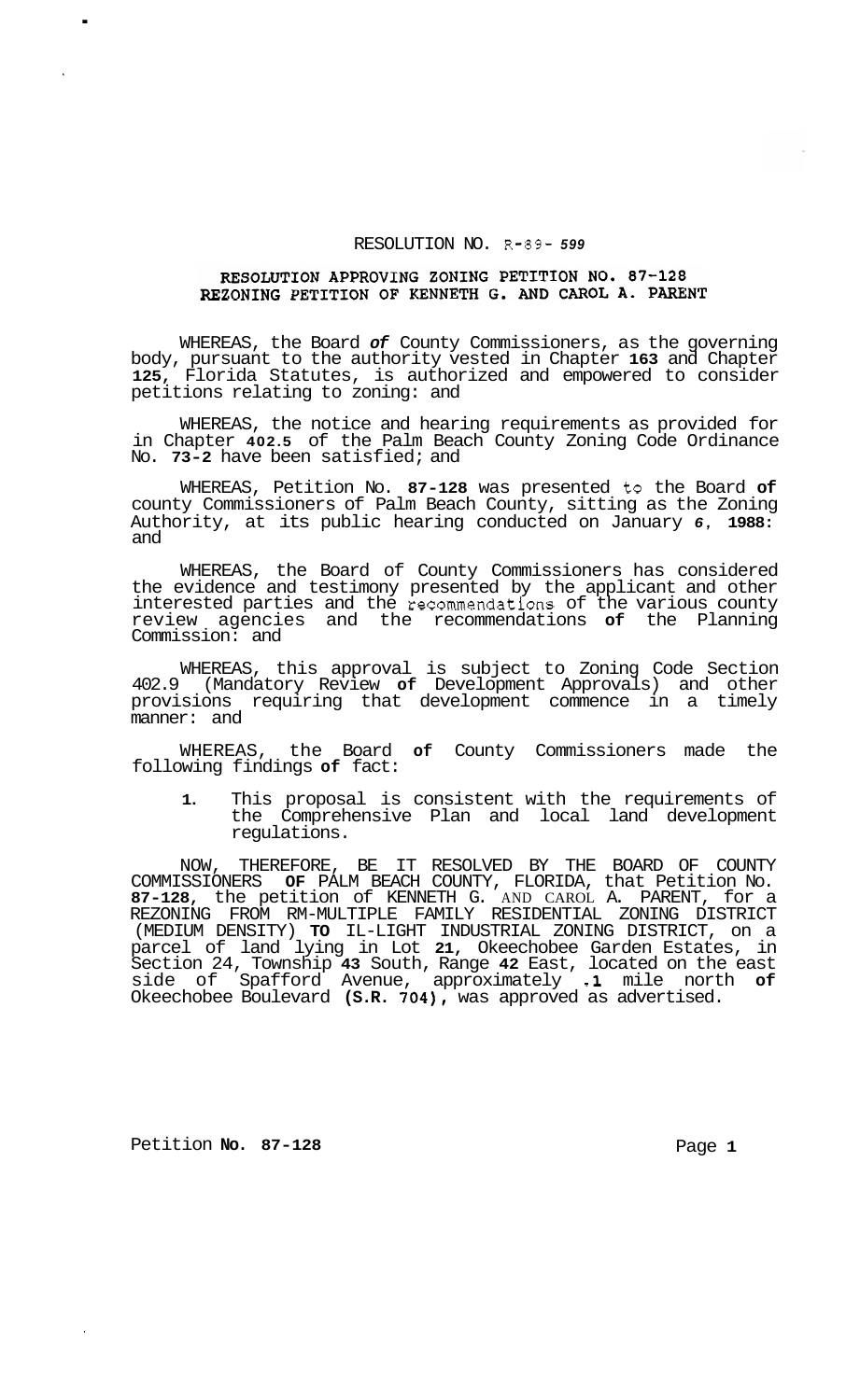RESOLUTION NO. R-89- 599

## RESOLUTION APPROVING ZONING PETITION NO. 87-128
## REZONING PETITION OF KENNETH G. AND CAROL A. PARENT

WHEREAS, the Board of County Commissioners, as the governing body, pursuant to the authority vested in Chapter 163 and Chapter 125, Florida Statutes, is authorized and empowered to consider petitions relating to zoning: and

WHEREAS, the notice and hearing requirements as provided for in Chapter 402.5 of the Palm Beach County Zoning Code Ordinance No. 73-2 have been satisfied; and

WHEREAS, Petition No. 87-128 was presented to the Board of county Commissioners of Palm Beach County, sitting as the Zoning Authority, at its public hearing conducted on January 6, 1988: and

WHEREAS, the Board of County Commissioners has considered the evidence and testimony presented by the applicant and other interested parties and the recommendations of the various county review agencies and the recommendations of the Planning Commission: and

WHEREAS, this approval is subject to Zoning Code Section 402.9 (Mandatory Review of Development Approvals) and other provisions requiring that development commence in a timely manner: and

WHEREAS, the Board of County Commissioners made the following findings of fact:

1. This proposal is consistent with the requirements of the Comprehensive Plan and local land development regulations.

NOW, THEREFORE, BE IT RESOLVED BY THE BOARD OF COUNTY COMMISSIONERS OF PALM BEACH COUNTY, FLORIDA, that Petition No. 87-128, the petition of KENNETH G. AND CAROL A. PARENT, for a REZONING FROM RM-MULTIPLE FAMILY RESIDENTIAL ZONING DISTRICT (MEDIUM DENSITY) TO IL-LIGHT INDUSTRIAL ZONING DISTRICT, on a parcel of land lying in Lot 21, Okeechobee Garden Estates, in Section 24, Township 43 South, Range 42 East, located on the east side of Spafford Avenue, approximately .1 mile north of Okeechobee Boulevard (S.R. 704), was approved as advertised.

Petition No. 87-128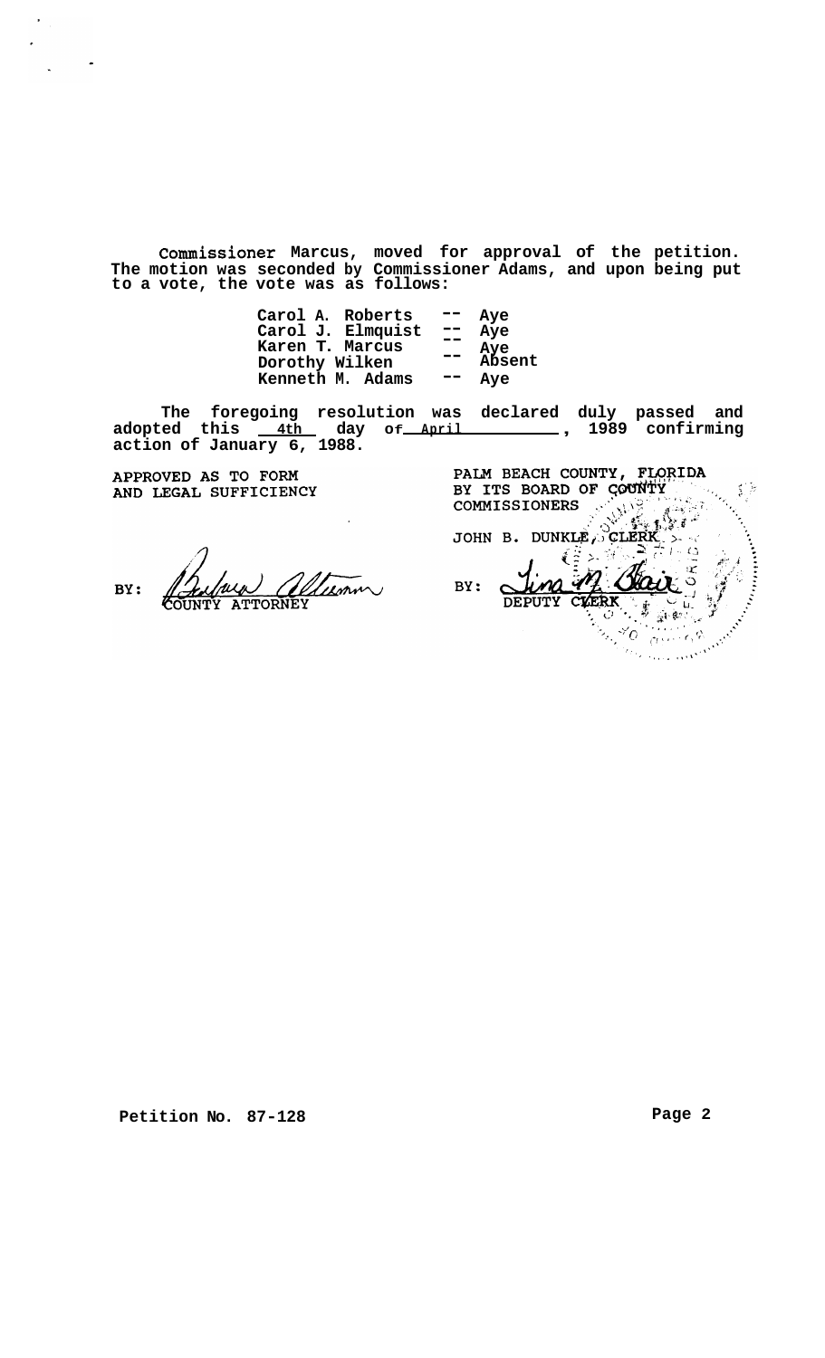Commissioner Marcus, moved for approval of the petition. The motion was seconded by Commissioner Adams, and upon being put to a vote, the vote was as follows:

| | | |
|---|---|---|
| Carol A. Roberts | -- | Aye |
| Carol J. Elmquist | -- | Aye |
| Karen T. Marcus | -- | Aye |
| Dorothy Wilken | -- | Absent |
| Kenneth M. Adams | -- | Aye |

The foregoing resolution was declared duly passed and adopted this 4th day of April, 1989 confirming action of January 6, 1988.

APPROVED AS TO FORM AND LEGAL SUFFICIENCY

BY: COUNTY ATTORNEY

PALM BEACH COUNTY, FLORIDA BY ITS BOARD OF COUNTY COMMISSIONERS

JOHN B. DUNKLE, CLERK

BY: DEPUTY CLERK

Petition No. 87-128